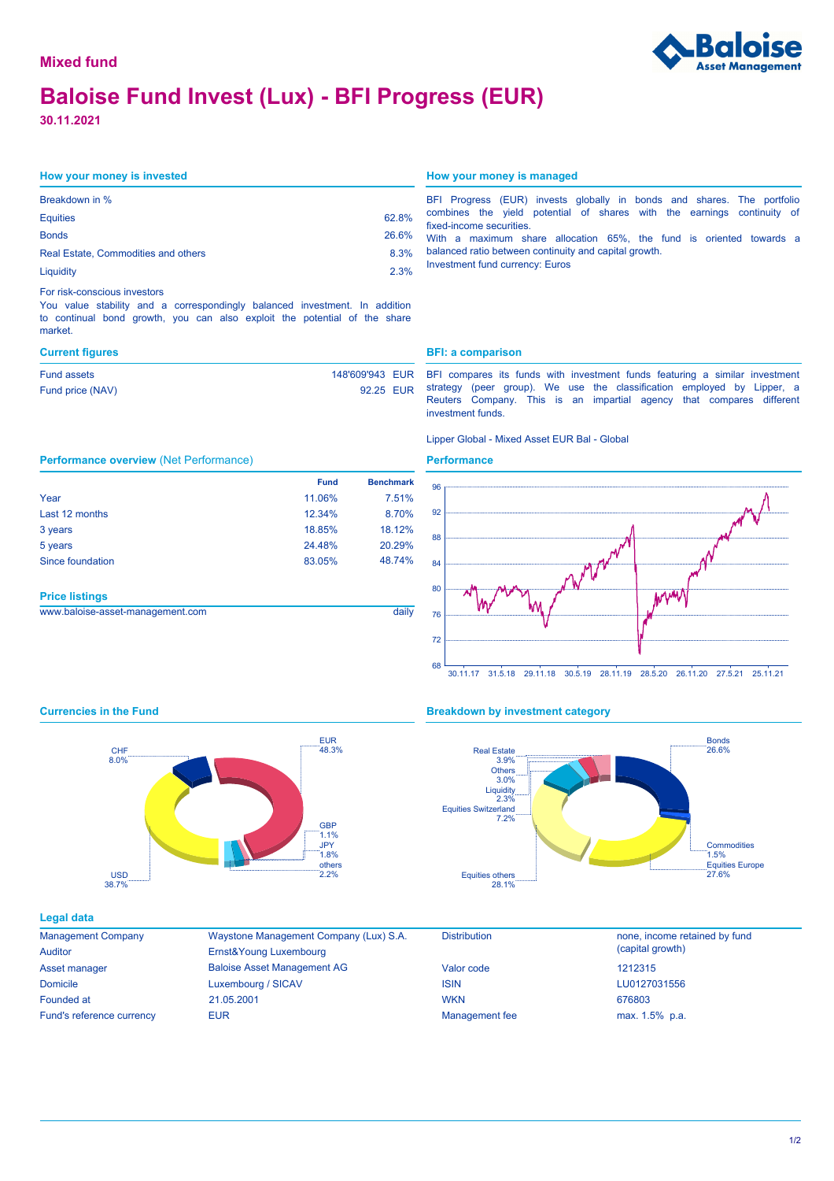Mixed fund

# Baloise Fund Invest (Lux) - BFI Progress (EUR)

**30.11.2021**

## How your money is invested

| Breakdown in % | |
|---|---|
| Equities | 62.8% |
| Bonds | 26.6% |
| Real Estate, Commodities and others | 8.3% |
| Liquidity | 2.3% |

For risk-conscious investors

You value stability and a correspondingly balanced investment. In addition to continual bond growth, you can also exploit the potential of the share market.

## How your money is managed

BFI Progress (EUR) invests globally in bonds and shares. The portfolio combines the yield potential of shares with the earnings continuity of fixed-income securities.

With a maximum share allocation 65%, the fund is oriented towards a balanced ratio between continuity and capital growth.

Investment fund currency: Euros

## Current figures

| | |
|---|---|
| Fund assets | 148'609'943 EUR |
| Fund price (NAV) | 92.25 EUR |

## BFI: a comparison

BFI compares its funds with investment funds featuring a similar investment strategy (peer group). We use the classification employed by Lipper, a Reuters Company. This is an impartial agency that compares different investment funds.

Lipper Global - Mixed Asset EUR Bal - Global

## Performance overview (Net Performance)

| | Fund | Benchmark |
|---|---|---|
| Year | 11.06% | 7.51% |
| Last 12 months | 12.34% | 8.70% |
| 3 years | 18.85% | 18.12% |
| 5 years | 24.48% | 20.29% |
| Since foundation | 83.05% | 48.74% |

## Performance

## Price listings

| | |
|---|---|
| www.baloise-asset-management.com | daily |

## Currencies in the Fund

| Currency | % |
|---|---|
| EUR | 48.3% |
| USD | 38.7% |
| CHF | 8.0% |
| GBP | 1.1% |
| JPY | 1.8% |
| others | 2.2% |

## Breakdown by investment category

| Category | % |
|---|---|
| Bonds | 26.6% |
| Commodities | 1.5% |
| Equities Europe | 27.6% |
| Equities others | 28.1% |
| Equities Switzerland | 7.2% |
| Liquidity | 2.3% |
| Others | 3.0% |
| Real Estate | 3.9% |

## Legal data

| | | | |
|---|---|---|---|
| Management Company | Waystone Management Company (Lux) S.A. | Distribution | none, income retained by fund (capital growth) |
| Auditor | Ernst&Young Luxembourg | | |
| Asset manager | Baloise Asset Management AG | Valor code | 1212315 |
| Domicile | Luxembourg / SICAV | ISIN | LU0127031556 |
| Founded at | 21.05.2001 | WKN | 676803 |
| Fund's reference currency | EUR | Management fee | max. 1.5% p.a. |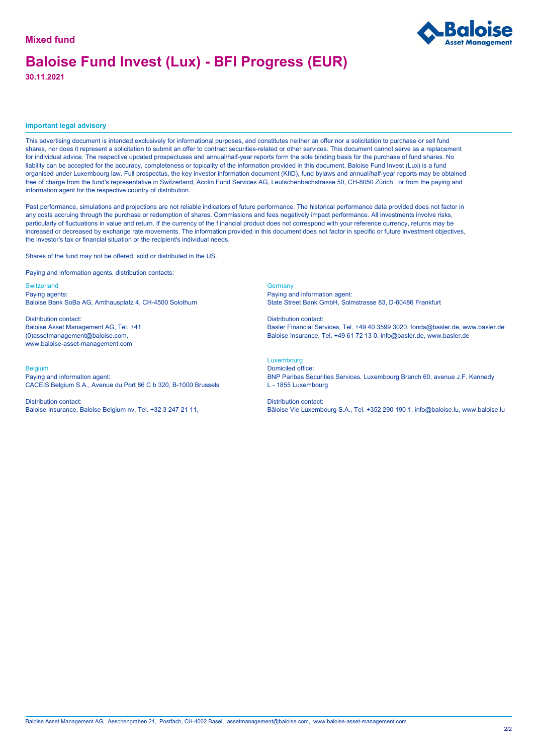Mixed fund

# Baloise Fund Invest (Lux) - BFI Progress (EUR)

**30.11.2021**

### Important legal advisory

This advertising document is intended exclusively for informational purposes, and constitutes neither an offer nor a solicitation to purchase or sell fund shares, nor does it represent a solicitation to submit an offer to contract securities-related or other services. This document cannot serve as a replacement for individual advice. The respective updated prospectuses and annual/half-year reports form the sole binding basis for the purchase of fund shares. No liability can be accepted for the accuracy, completeness or topicality of the information provided in this document. Baloise Fund Invest (Lux) is a fund organised under Luxembourg law. Full prospectus, the key investor information document (KIID), fund bylaws and annual/half-year reports may be obtained free of charge from the fund's representative in Switzerland, Acolin Fund Services AG, Leutschenbachstrasse 50, CH-8050 Zürich, or from the paying and information agent for the respective country of distribution.

Past performance, simulations and projections are not reliable indicators of future performance. The historical performance data provided does not factor in any costs accruing through the purchase or redemption of shares. Commissions and fees negatively impact performance. All investments involve risks, particularly of fluctuations in value and return. If the currency of the f inancial product does not correspond with your reference currency, returns may be increased or decreased by exchange rate movements. The information provided in this document does not factor in specific or future investment objectives, the investor's tax or financial situation or the recipient's individual needs.

Shares of the fund may not be offered, sold or distributed in the US.

Paying and information agents, distribution contacts:

Switzerland
Paying agents:
Baloise Bank SoBa AG, Amthausplatz 4, CH-4500 Solothurn

Distribution contact:
Baloise Asset Management AG, Tel. +41 (0)assetmanagement@baloise.com, www.baloise-asset-management.com

Belgium
Paying and information agent:
CACEIS Belgium S.A., Avenue du Port 86 C b 320, B-1000 Brussels

Distribution contact:
Baloise Insurance, Baloise Belgium nv, Tel. +32 3 247 21 11,

Germany
Paying and information agent:
State Street Bank GmbH, Solmstrasse 83, D-60486 Frankfurt

Distribution contact:
Basler Financial Services, Tel. +49 40 3599 3020, fonds@basler.de, www.basler.de
Baloise Insurance, Tel. +49 61 72 13 0, info@basler.de, www.basler.de

Luxembourg
Domiciled office:
BNP Paribas Securities Services, Luxembourg Branch 60, avenue J.F. Kennedy L - 1855 Luxembourg

Distribution contact:
Bâloise Vie Luxembourg S.A., Tel. +352 290 190 1, info@baloise.lu, www.baloise.lu

Baloise Asset Management AG, Aeschengraben 21, Postfach, CH-4002 Basel, assetmanagement@baloise.com, www.baloise-asset-management.com